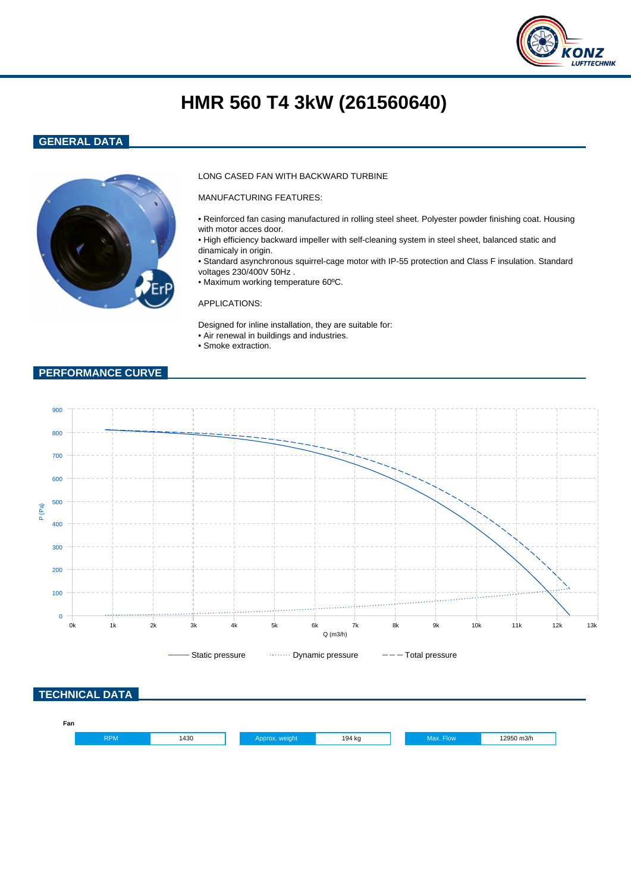# HMR 560 T4 3kW (261560640)

## GENERAL DATA

LONG CASED FAN WITH BACKWARD TURBINE

MANUFACTURING FEATURES:

- Reinforced fan casing manufactured in rolling steel sheet. Polyester powder finishing coat. Housing with motor acces door.
- High efficiency backward impeller with self-cleaning system in steel sheet, balanced static and dinamicaly in origin.
- Standard asynchronous squirrel-cage motor with IP-55 protection and Class F insulation. Standard voltages 230/400V 50Hz .
- Maximum working temperature 60ºC.

APPLICATIONS:

Designed for inline installation, they are suitable for:
- Air renewal in buildings and industries.
- Smoke extraction.

## PERFORMANCE CURVE

P (Pa): 0, 100, 200, 300, 400, 500, 600, 700, 800, 900

Q (m3/h): 0k, 1k, 2k, 3k, 4k, 5k, 6k, 7k, 8k, 9k, 10k, 11k, 12k, 13k

Static pressure · Dynamic pressure · Total pressure

## TECHNICAL DATA

**Fan**

| RPM | 1430 | Approx. weight | 194 kg | Max. Flow | 12950 m3/h |
|---|---|---|---|---|---|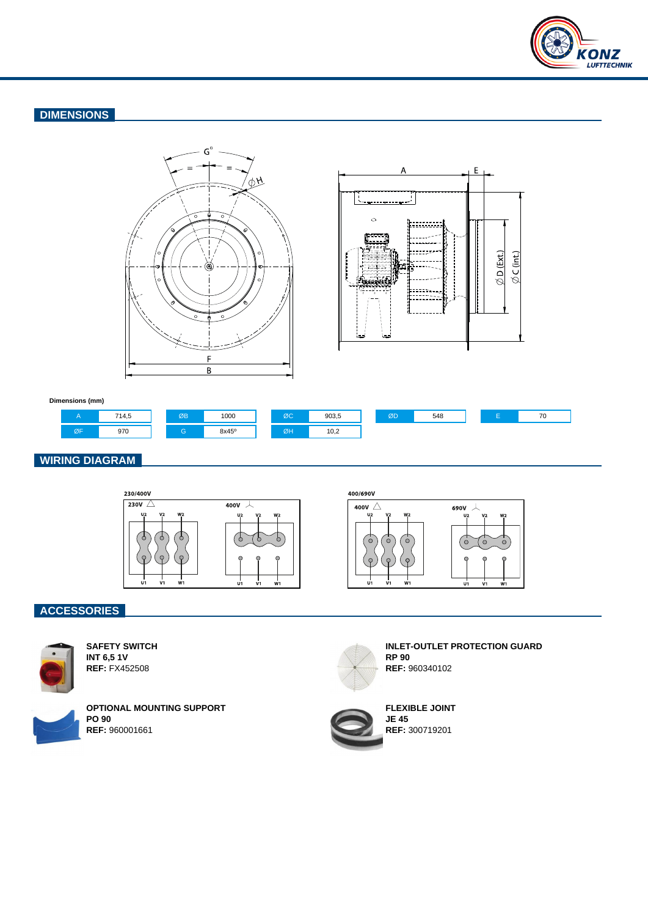## DIMENSIONS

**Dimensions (mm)**

| A | 714,5 | ØB | 1000 | ØC | 903,5 | ØD | 548 | E | 70 |
|---|---|---|---|---|---|---|---|---|---|
| ØF | 970 | G | 8x45º | ØH | 10,2 | | | | |

## WIRING DIAGRAM

230/400V

400/690V

## ACCESSORIES

**SAFETY SWITCH**
**INT 6,5 1V**
**REF:** FX452508

**INLET-OUTLET PROTECTION GUARD**
**RP 90**
**REF:** 960340102

**OPTIONAL MOUNTING SUPPORT**
**PO 90**
**REF:** 960001661

**FLEXIBLE JOINT**
**JE 45**
**REF:** 300719201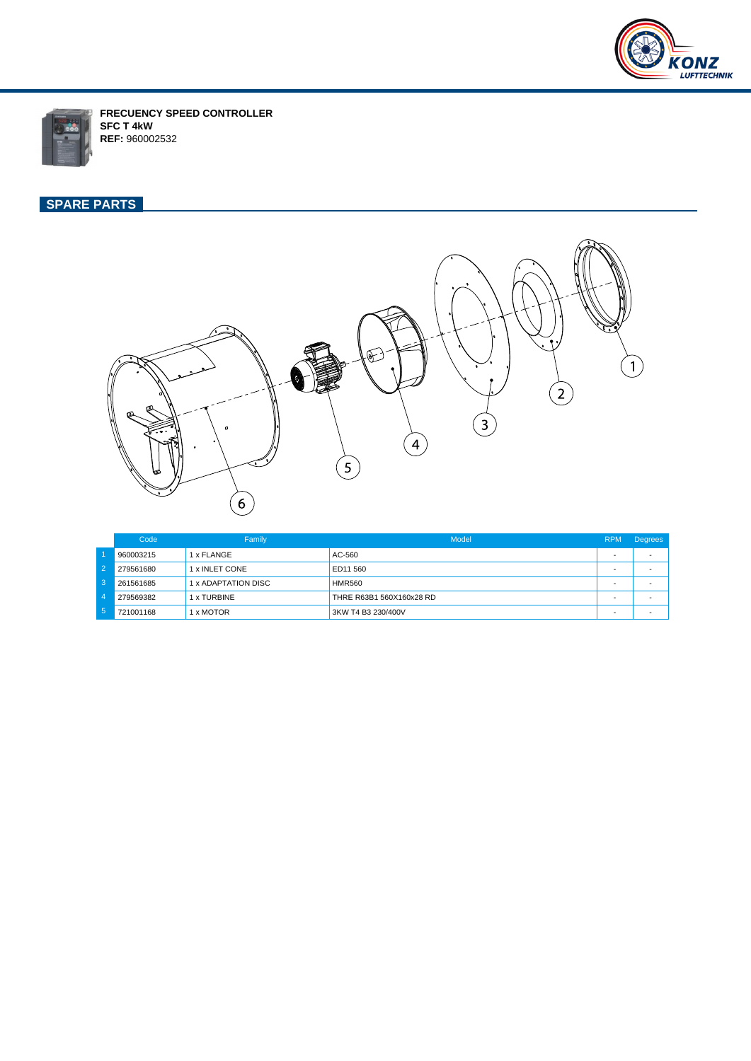**FRECUENCY SPEED CONTROLLER**
**SFC T 4kW**
**REF:** 960002532

## SPARE PARTS

1
2
3
4
5
6

| | Code | Family | Model | RPM | Degrees |
|---|---|---|---|---|---|
| 1 | 960003215 | 1 x FLANGE | AC-560 | - | - |
| 2 | 279561680 | 1 x INLET CONE | ED11 560 | - | - |
| 3 | 261561685 | 1 x ADAPTATION DISC | HMR560 | - | - |
| 4 | 279569382 | 1 x TURBINE | THRE R63B1 560X160x28 RD | - | - |
| 5 | 721001168 | 1 x MOTOR | 3KW T4 B3 230/400V | - | - |